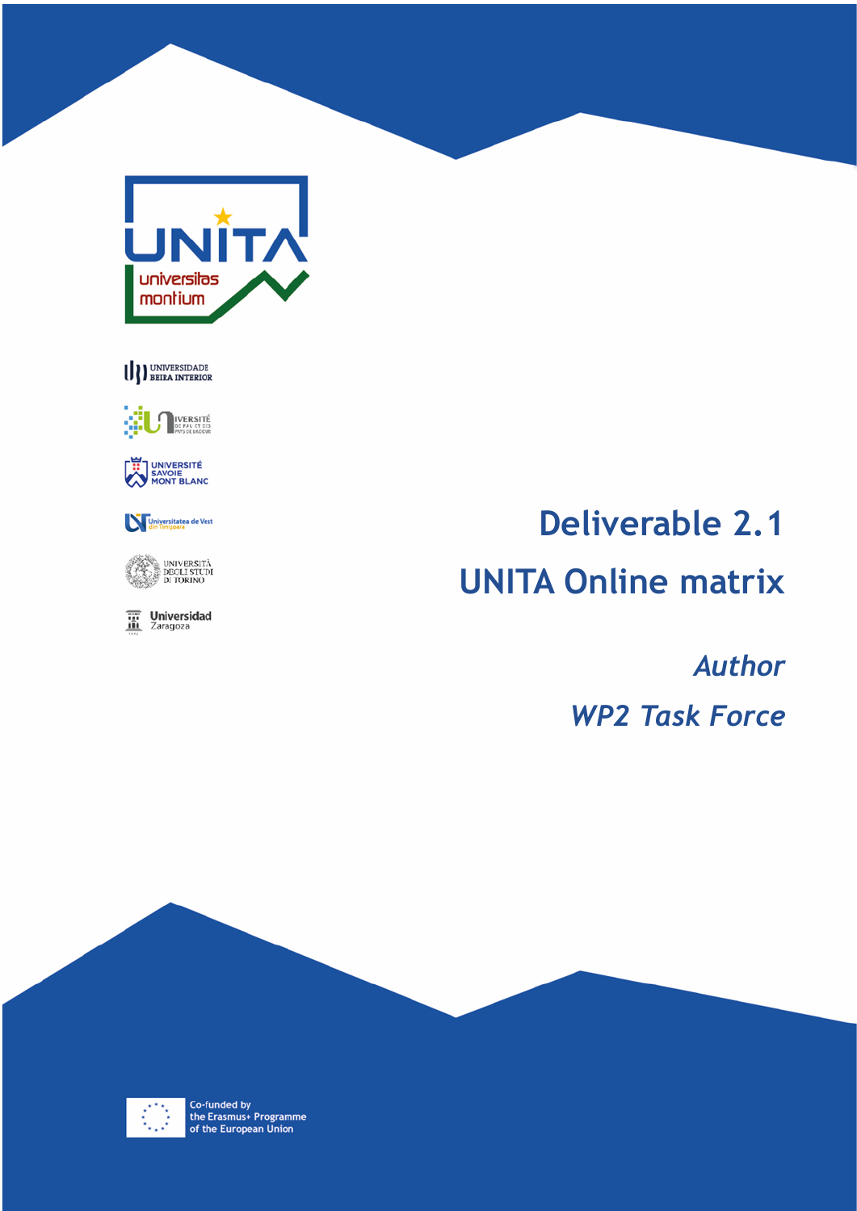# Deliverable 2.1

# UNITA Online matrix

*Author*

*WP2 Task Force*

Co-funded by the Erasmus+ Programme of the European Union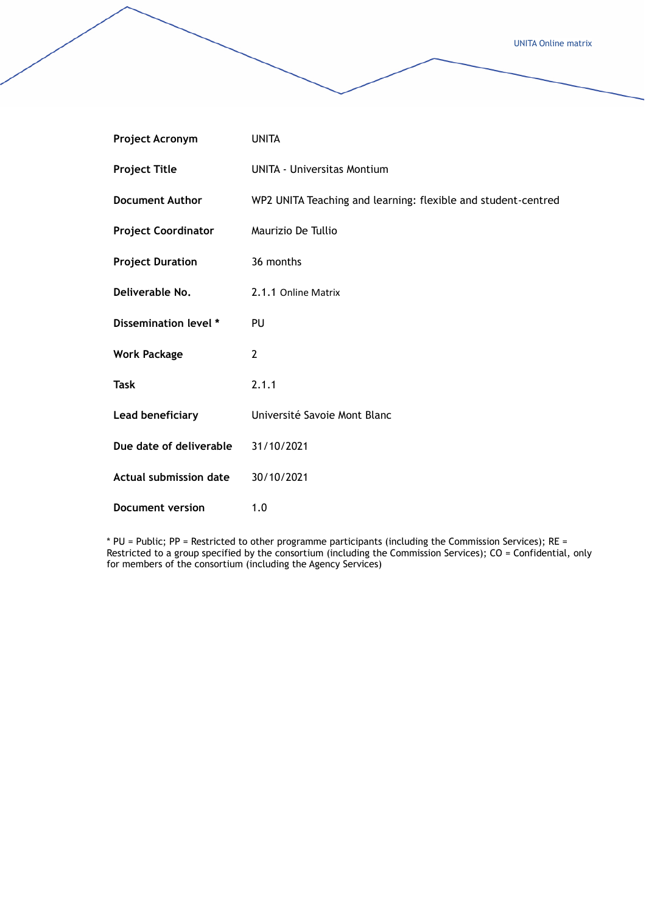| **Project Acronym** | UNITA |
| --- | --- |
| **Project Title** | UNITA - Universitas Montium |
| **Document Author** | WP2 UNITA Teaching and learning: flexible and student-centred |
| **Project Coordinator** | Maurizio De Tullio |
| **Project Duration** | 36 months |
| **Deliverable No.** | 2.1.1 Online Matrix |
| **Dissemination level *** | PU |
| **Work Package** | 2 |
| **Task** | 2.1.1 |
| **Lead beneficiary** | Université Savoie Mont Blanc |
| **Due date of deliverable** | 31/10/2021 |
| **Actual submission date** | 30/10/2021 |
| **Document version** | 1.0 |

* PU = Public; PP = Restricted to other programme participants (including the Commission Services); RE = Restricted to a group specified by the consortium (including the Commission Services); CO = Confidential, only for members of the consortium (including the Agency Services)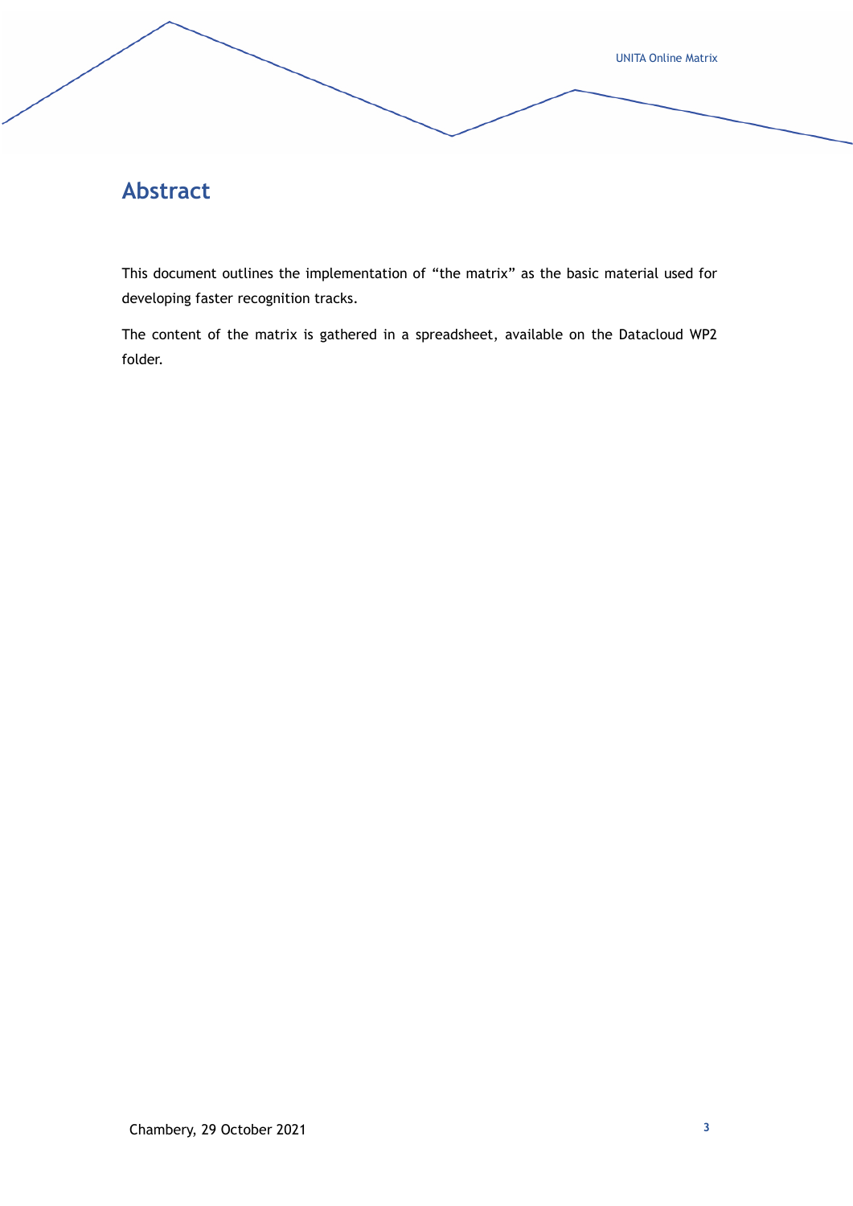# Abstract

This document outlines the implementation of “the matrix” as the basic material used for developing faster recognition tracks.

The content of the matrix is gathered in a spreadsheet, available on the Datacloud WP2 folder.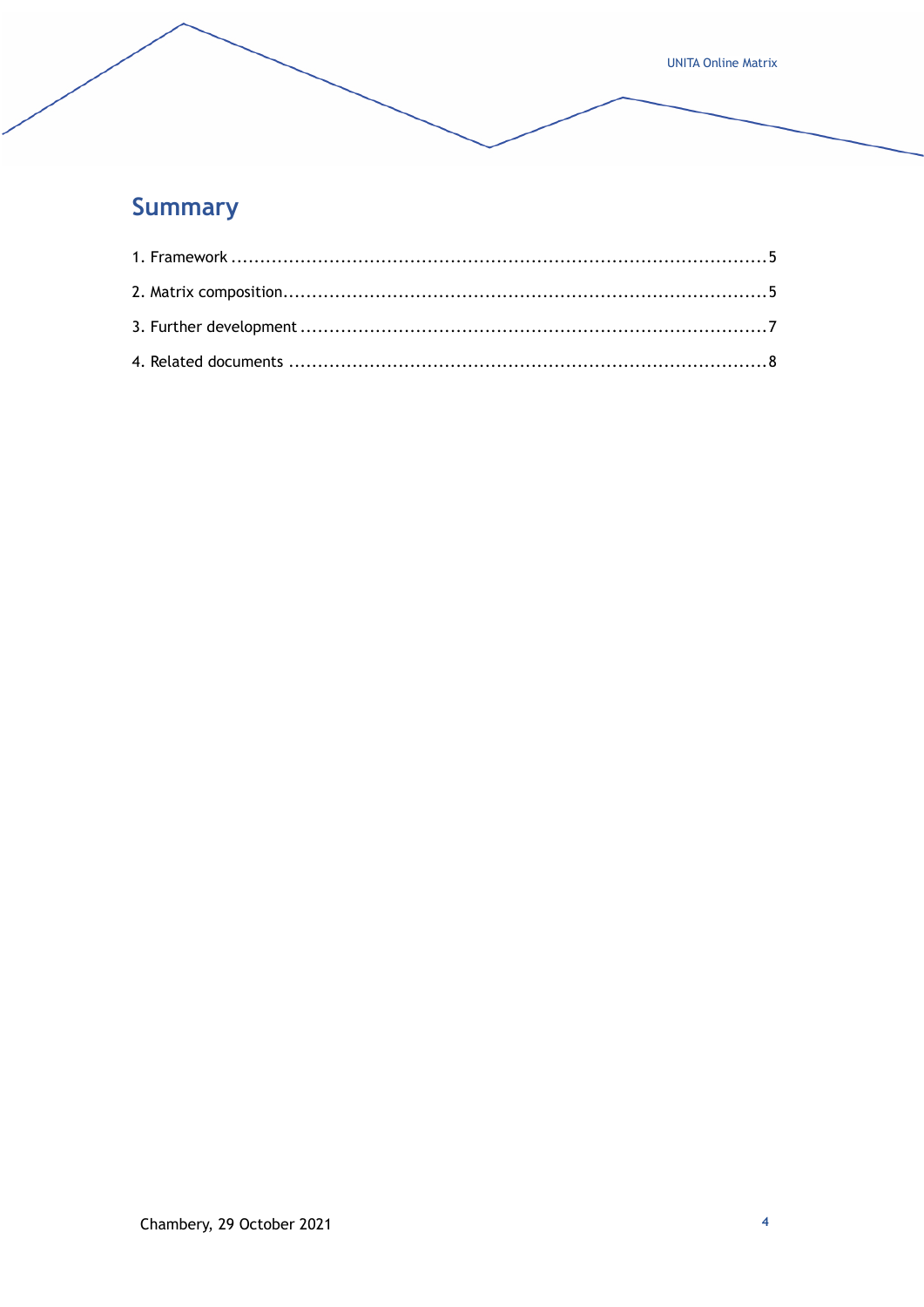## Summary

1. Framework ........................................................................................5
2. Matrix composition................................................................................5
3. Further development ............................................................................7
4. Related documents ..............................................................................8

Chambery, 29 October 2021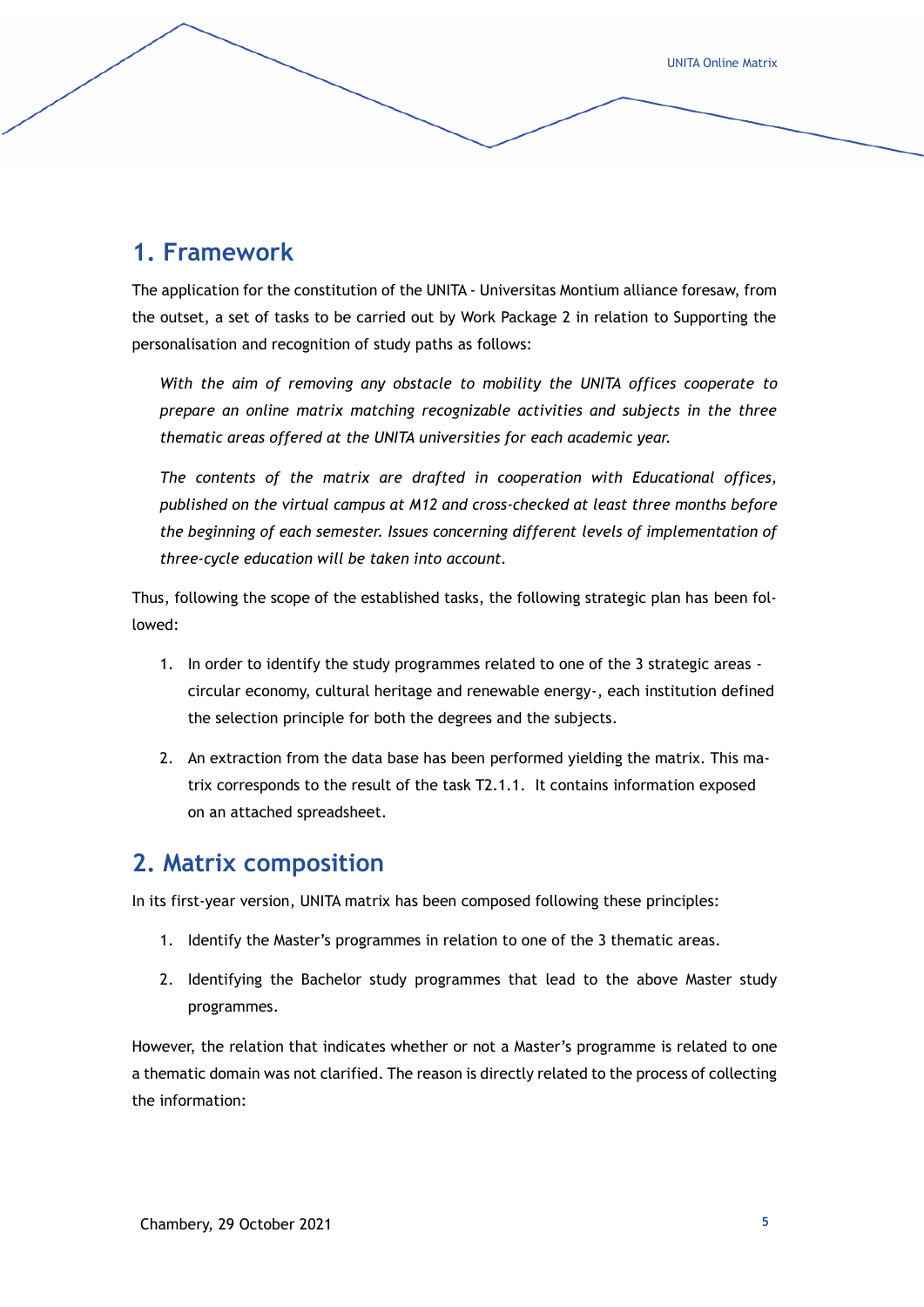## 1. Framework

The application for the constitution of the UNITA - Universitas Montium alliance foresaw, from the outset, a set of tasks to be carried out by Work Package 2 in relation to Supporting the personalisation and recognition of study paths as follows:

> *With the aim of removing any obstacle to mobility the UNITA offices cooperate to prepare an online matrix matching recognizable activities and subjects in the three thematic areas offered at the UNITA universities for each academic year.*
>
> *The contents of the matrix are drafted in cooperation with Educational offices, published on the virtual campus at M12 and cross-checked at least three months before the beginning of each semester. Issues concerning different levels of implementation of three-cycle education will be taken into account.*

Thus, following the scope of the established tasks, the following strategic plan has been followed:

1. In order to identify the study programmes related to one of the 3 strategic areas - circular economy, cultural heritage and renewable energy-, each institution defined the selection principle for both the degrees and the subjects.
2. An extraction from the data base has been performed yielding the matrix. This matrix corresponds to the result of the task T2.1.1. It contains information exposed on an attached spreadsheet.

## 2. Matrix composition

In its first-year version, UNITA matrix has been composed following these principles:

1. Identify the Master's programmes in relation to one of the 3 thematic areas.
2. Identifying the Bachelor study programmes that lead to the above Master study programmes.

However, the relation that indicates whether or not a Master's programme is related to one a thematic domain was not clarified. The reason is directly related to the process of collecting the information:

Chambery, 29 October 2021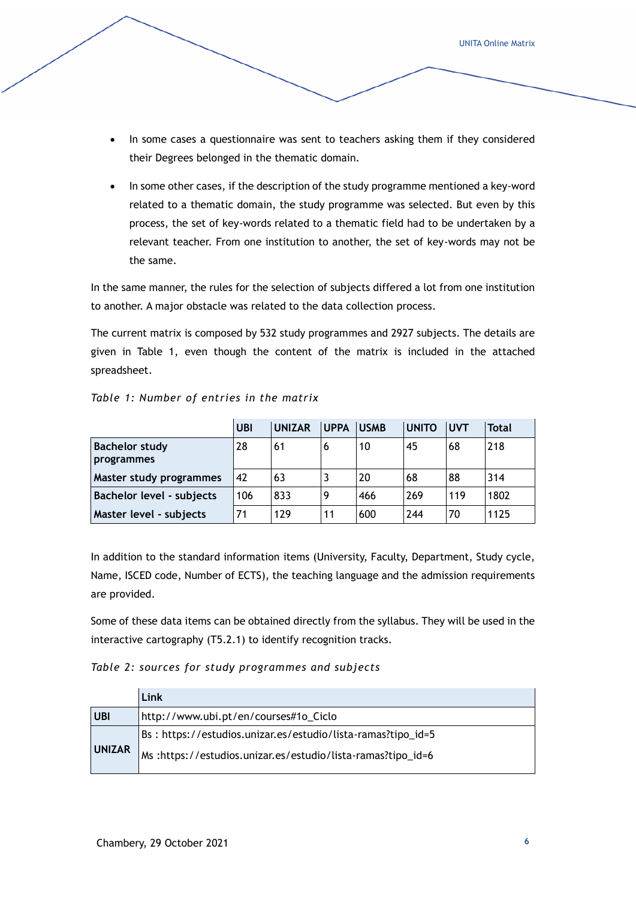- In some cases a questionnaire was sent to teachers asking them if they considered their Degrees belonged in the thematic domain.
- In some other cases, if the description of the study programme mentioned a key-word related to a thematic domain, the study programme was selected. But even by this process, the set of key-words related to a thematic field had to be undertaken by a relevant teacher. From one institution to another, the set of key-words may not be the same.

In the same manner, the rules for the selection of subjects differed a lot from one institution to another. A major obstacle was related to the data collection process.

The current matrix is composed by 532 study programmes and 2927 subjects. The details are given in Table 1, even though the content of the matrix is included in the attached spreadsheet.

*Table 1: Number of entries in the matrix*

| | UBI | UNIZAR | UPPA | USMB | UNITO | UVT | Total |
|---|---|---|---|---|---|---|---|
| **Bachelor study programmes** | 28 | 61 | 6 | 10 | 45 | 68 | 218 |
| **Master study programmes** | 42 | 63 | 3 | 20 | 68 | 88 | 314 |
| **Bachelor level - subjects** | 106 | 833 | 9 | 466 | 269 | 119 | 1802 |
| **Master level - subjects** | 71 | 129 | 11 | 600 | 244 | 70 | 1125 |

In addition to the standard information items (University, Faculty, Department, Study cycle, Name, ISCED code, Number of ECTS), the teaching language and the admission requirements are provided.

Some of these data items can be obtained directly from the syllabus. They will be used in the interactive cartography (T5.2.1) to identify recognition tracks.

*Table 2: sources for study programmes and subjects*

| | Link |
|---|---|
| **UBI** | http://www.ubi.pt/en/courses#1o_Ciclo |
| **UNIZAR** | Bs : https://estudios.unizar.es/estudio/lista-ramas?tipo_id=5<br>Ms :https://estudios.unizar.es/estudio/lista-ramas?tipo_id=6 |

Chambery, 29 October 2021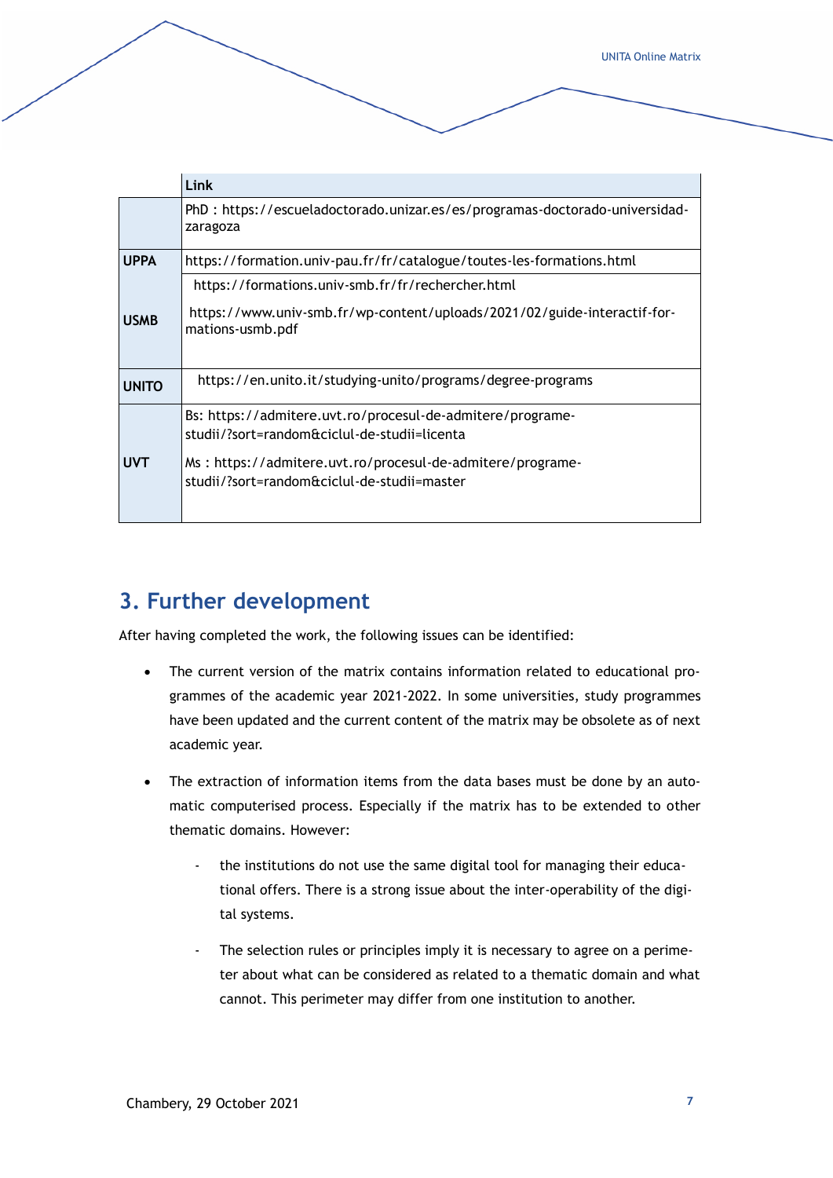| | Link |
|---|---|
| | PhD : https://escueladoctorado.unizar.es/es/programas-doctorado-universidad-zaragoza |
| **UPPA** | https://formation.univ-pau.fr/fr/catalogue/toutes-les-formations.html |
| **USMB** | https://formations.univ-smb.fr/fr/rechercher.html<br><br>https://www.univ-smb.fr/wp-content/uploads/2021/02/guide-interactif-formations-usmb.pdf |
| **UNITO** | https://en.unito.it/studying-unito/programs/degree-programs |
| **UVT** | Bs: https://admitere.uvt.ro/procesul-de-admitere/programe-studii/?sort=random&ciclul-de-studii=licenta<br><br>Ms : https://admitere.uvt.ro/procesul-de-admitere/programe-studii/?sort=random&ciclul-de-studii=master |

## 3. Further development

After having completed the work, the following issues can be identified:

- The current version of the matrix contains information related to educational programmes of the academic year 2021-2022. In some universities, study programmes have been updated and the current content of the matrix may be obsolete as of next academic year.
- The extraction of information items from the data bases must be done by an automatic computerised process. Especially if the matrix has to be extended to other thematic domains. However:
  - the institutions do not use the same digital tool for managing their educational offers. There is a strong issue about the inter-operability of the digital systems.
  - The selection rules or principles imply it is necessary to agree on a perimeter about what can be considered as related to a thematic domain and what cannot. This perimeter may differ from one institution to another.

Chambery, 29 October 2021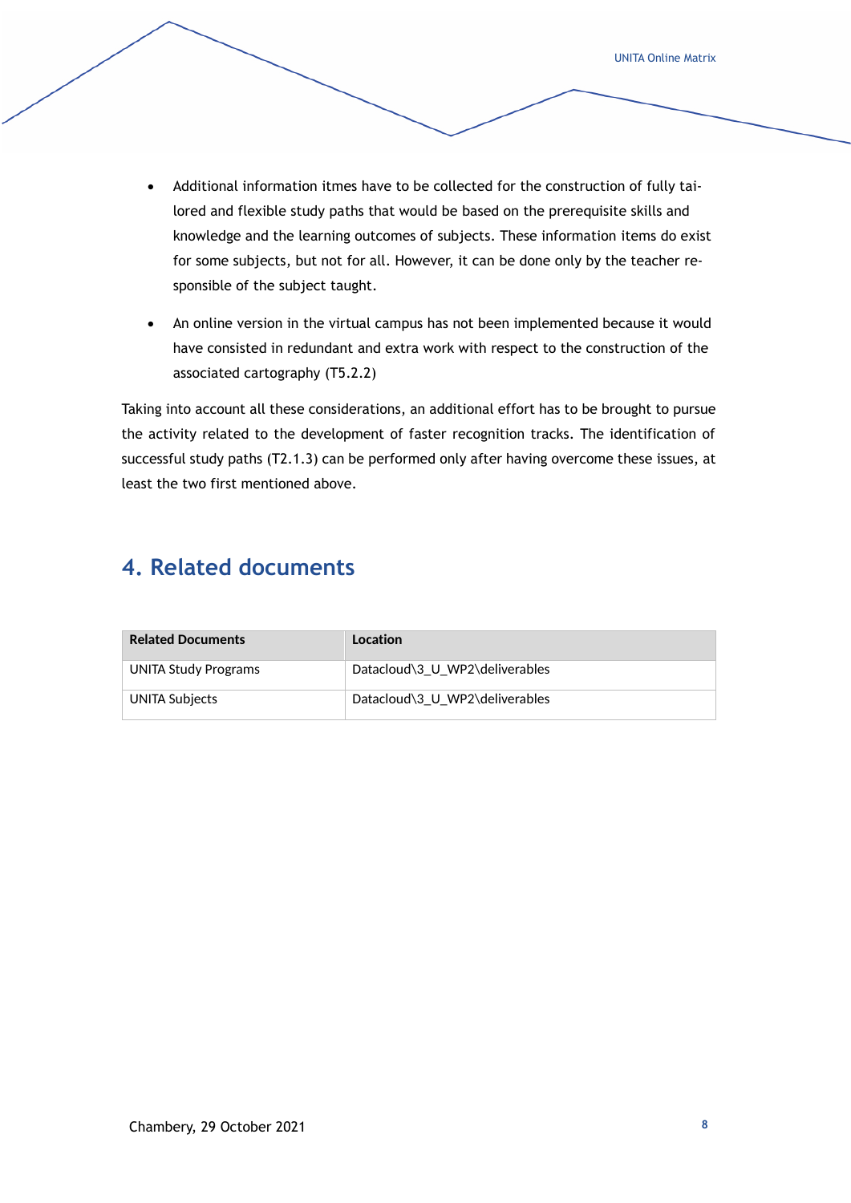- Additional information itmes have to be collected for the construction of fully tailored and flexible study paths that would be based on the prerequisite skills and knowledge and the learning outcomes of subjects. These information items do exist for some subjects, but not for all. However, it can be done only by the teacher responsible of the subject taught.
- An online version in the virtual campus has not been implemented because it would have consisted in redundant and extra work with respect to the construction of the associated cartography (T5.2.2)

Taking into account all these considerations, an additional effort has to be brought to pursue the activity related to the development of faster recognition tracks. The identification of successful study paths (T2.1.3) can be performed only after having overcome these issues, at least the two first mentioned above.

# 4. Related documents

| Related Documents | Location |
|---|---|
| UNITA Study Programs | Datacloud\3_U_WP2\deliverables |
| UNITA Subjects | Datacloud\3_U_WP2\deliverables |

Chambery, 29 October 2021